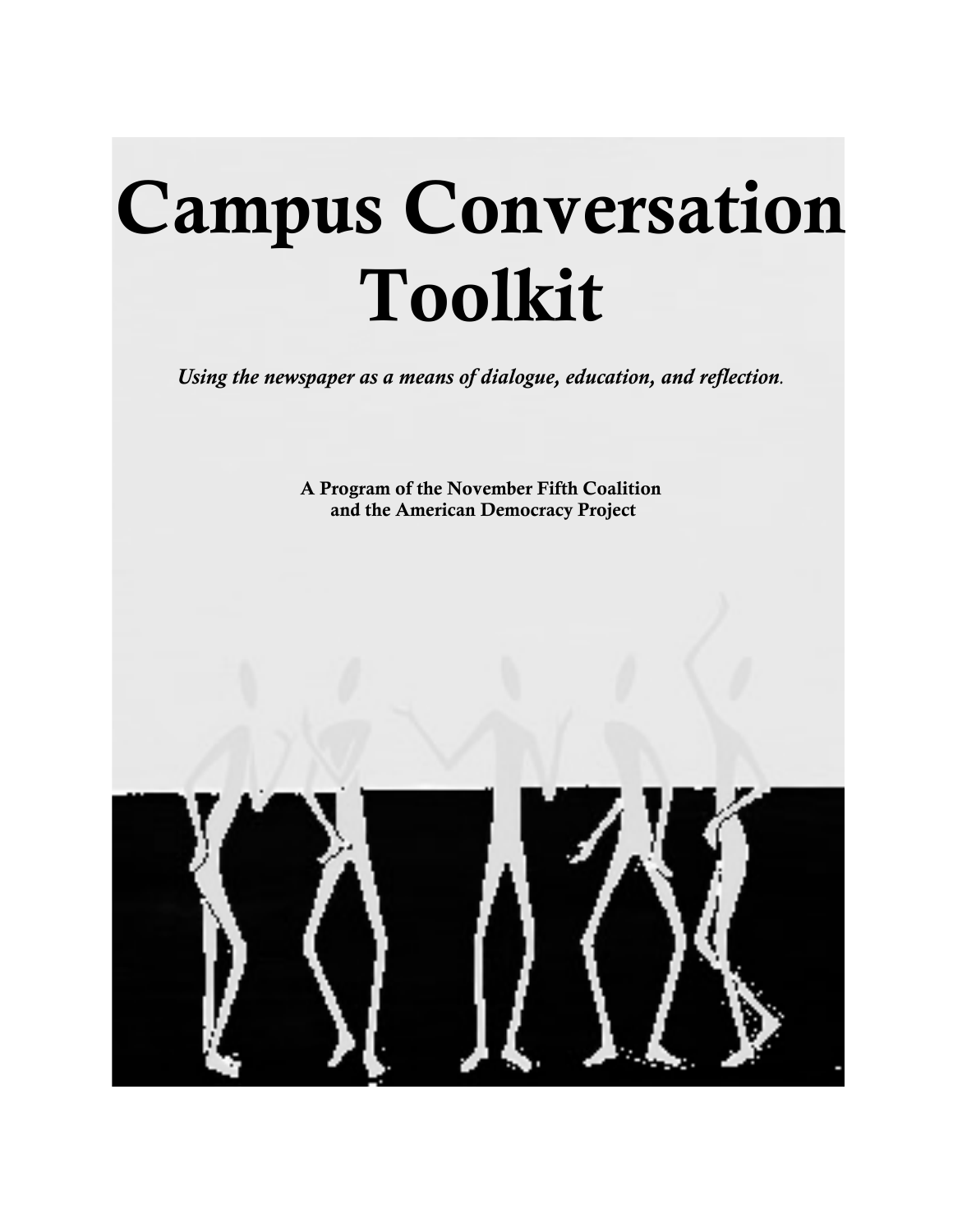# Campus Conversation Toolkit

*Using the newspaper as a means of dialogue, education, and reflection.*

**A Program of the November Fifth Coalition and the American Democracy Project**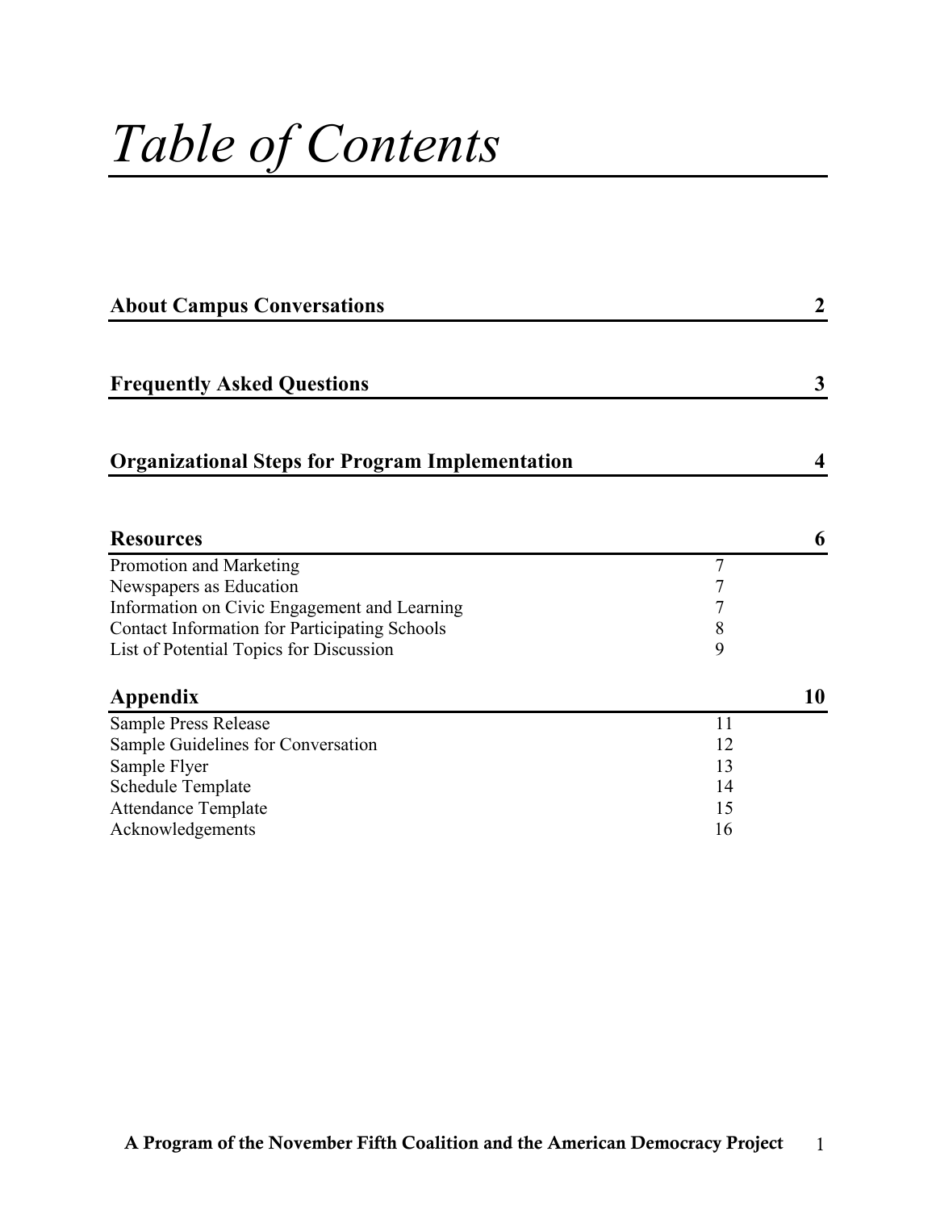# *Table of Contents*

| | | |
|---|---|---|
| **About Campus Conversations** | | **2** |
| **Frequently Asked Questions** | | **3** |
| **Organizational Steps for Program Implementation** | | **4** |
| **Resources** | | **6** |
| Promotion and Marketing | 7 | |
| Newspapers as Education | 7 | |
| Information on Civic Engagement and Learning | 7 | |
| Contact Information for Participating Schools | 8 | |
| List of Potential Topics for Discussion | 9 | |
| **Appendix** | | **10** |
| Sample Press Release | 11 | |
| Sample Guidelines for Conversation | 12 | |
| Sample Flyer | 13 | |
| Schedule Template | 14 | |
| Attendance Template | 15 | |
| Acknowledgements | 16 | |

**A Program of the November Fifth Coalition and the American Democracy Project**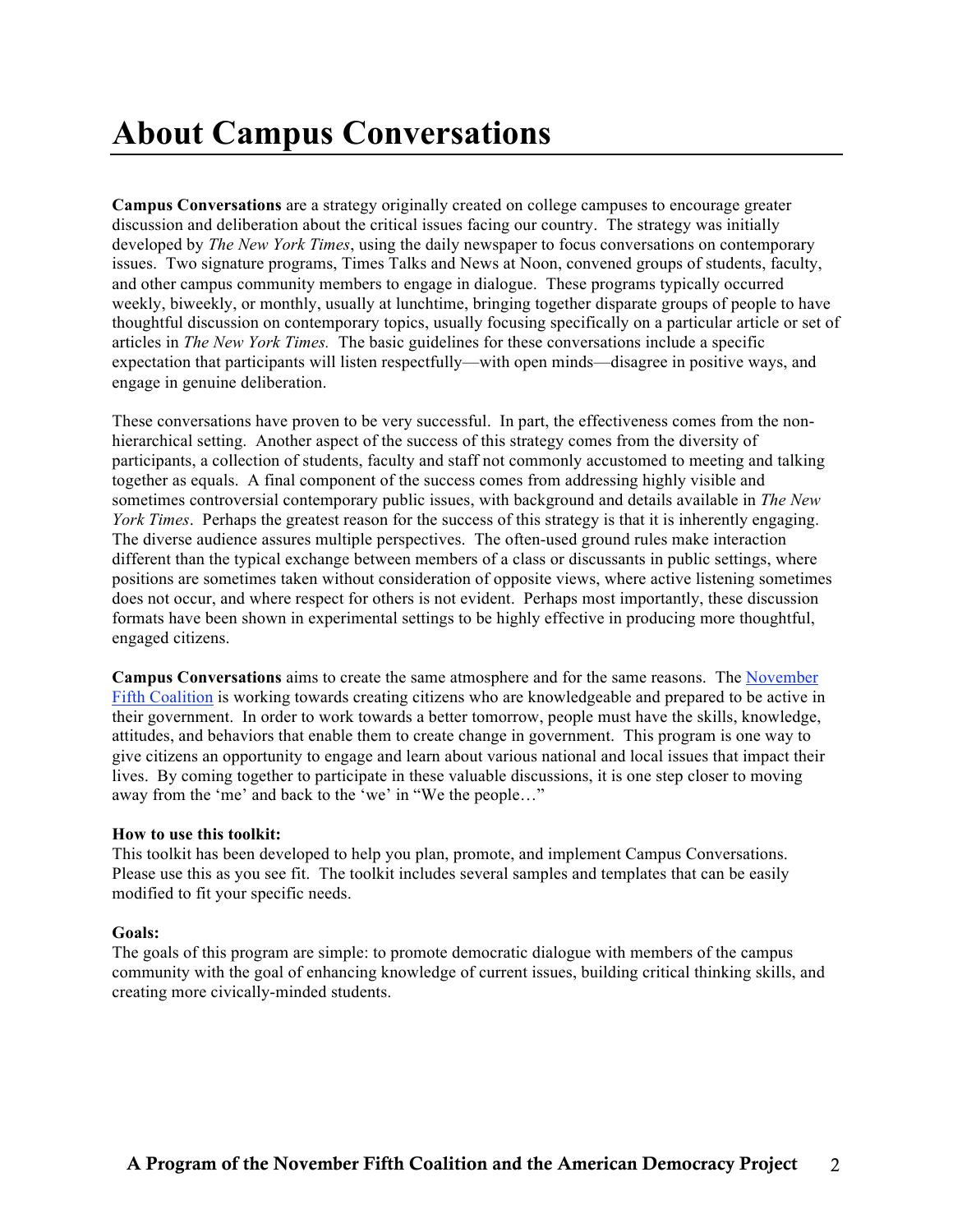# About Campus Conversations

**Campus Conversations** are a strategy originally created on college campuses to encourage greater discussion and deliberation about the critical issues facing our country. The strategy was initially developed by *The New York Times*, using the daily newspaper to focus conversations on contemporary issues. Two signature programs, Times Talks and News at Noon, convened groups of students, faculty, and other campus community members to engage in dialogue. These programs typically occurred weekly, biweekly, or monthly, usually at lunchtime, bringing together disparate groups of people to have thoughtful discussion on contemporary topics, usually focusing specifically on a particular article or set of articles in *The New York Times.* The basic guidelines for these conversations include a specific expectation that participants will listen respectfully—with open minds—disagree in positive ways, and engage in genuine deliberation.

These conversations have proven to be very successful. In part, the effectiveness comes from the non-hierarchical setting. Another aspect of the success of this strategy comes from the diversity of participants, a collection of students, faculty and staff not commonly accustomed to meeting and talking together as equals. A final component of the success comes from addressing highly visible and sometimes controversial contemporary public issues, with background and details available in *The New York Times*. Perhaps the greatest reason for the success of this strategy is that it is inherently engaging. The diverse audience assures multiple perspectives. The often-used ground rules make interaction different than the typical exchange between members of a class or discussants in public settings, where positions are sometimes taken without consideration of opposite views, where active listening sometimes does not occur, and where respect for others is not evident. Perhaps most importantly, these discussion formats have been shown in experimental settings to be highly effective in producing more thoughtful, engaged citizens.

**Campus Conversations** aims to create the same atmosphere and for the same reasons. The November Fifth Coalition is working towards creating citizens who are knowledgeable and prepared to be active in their government. In order to work towards a better tomorrow, people must have the skills, knowledge, attitudes, and behaviors that enable them to create change in government. This program is one way to give citizens an opportunity to engage and learn about various national and local issues that impact their lives. By coming together to participate in these valuable discussions, it is one step closer to moving away from the 'me' and back to the 'we' in "We the people…"

**How to use this toolkit:**
This toolkit has been developed to help you plan, promote, and implement Campus Conversations. Please use this as you see fit. The toolkit includes several samples and templates that can be easily modified to fit your specific needs.

**Goals:**
The goals of this program are simple: to promote democratic dialogue with members of the campus community with the goal of enhancing knowledge of current issues, building critical thinking skills, and creating more civically-minded students.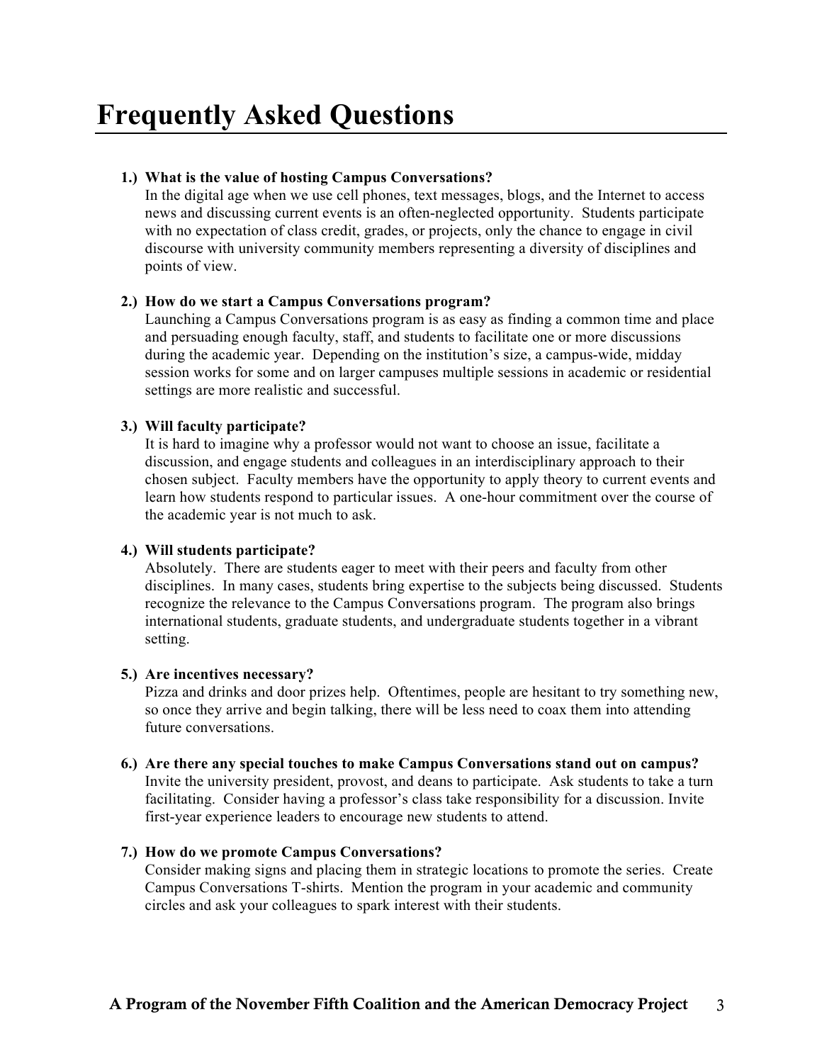# Frequently Asked Questions

1.) **What is the value of hosting Campus Conversations?**
In the digital age when we use cell phones, text messages, blogs, and the Internet to access news and discussing current events is an often-neglected opportunity. Students participate with no expectation of class credit, grades, or projects, only the chance to engage in civil discourse with university community members representing a diversity of disciplines and points of view.

2.) **How do we start a Campus Conversations program?**
Launching a Campus Conversations program is as easy as finding a common time and place and persuading enough faculty, staff, and students to facilitate one or more discussions during the academic year. Depending on the institution's size, a campus-wide, midday session works for some and on larger campuses multiple sessions in academic or residential settings are more realistic and successful.

3.) **Will faculty participate?**
It is hard to imagine why a professor would not want to choose an issue, facilitate a discussion, and engage students and colleagues in an interdisciplinary approach to their chosen subject. Faculty members have the opportunity to apply theory to current events and learn how students respond to particular issues. A one-hour commitment over the course of the academic year is not much to ask.

4.) **Will students participate?**
Absolutely. There are students eager to meet with their peers and faculty from other disciplines. In many cases, students bring expertise to the subjects being discussed. Students recognize the relevance to the Campus Conversations program. The program also brings international students, graduate students, and undergraduate students together in a vibrant setting.

5.) **Are incentives necessary?**
Pizza and drinks and door prizes help. Oftentimes, people are hesitant to try something new, so once they arrive and begin talking, there will be less need to coax them into attending future conversations.

6.) **Are there any special touches to make Campus Conversations stand out on campus?**
Invite the university president, provost, and deans to participate. Ask students to take a turn facilitating. Consider having a professor's class take responsibility for a discussion. Invite first-year experience leaders to encourage new students to attend.

7.) **How do we promote Campus Conversations?**
Consider making signs and placing them in strategic locations to promote the series. Create Campus Conversations T-shirts. Mention the program in your academic and community circles and ask your colleagues to spark interest with their students.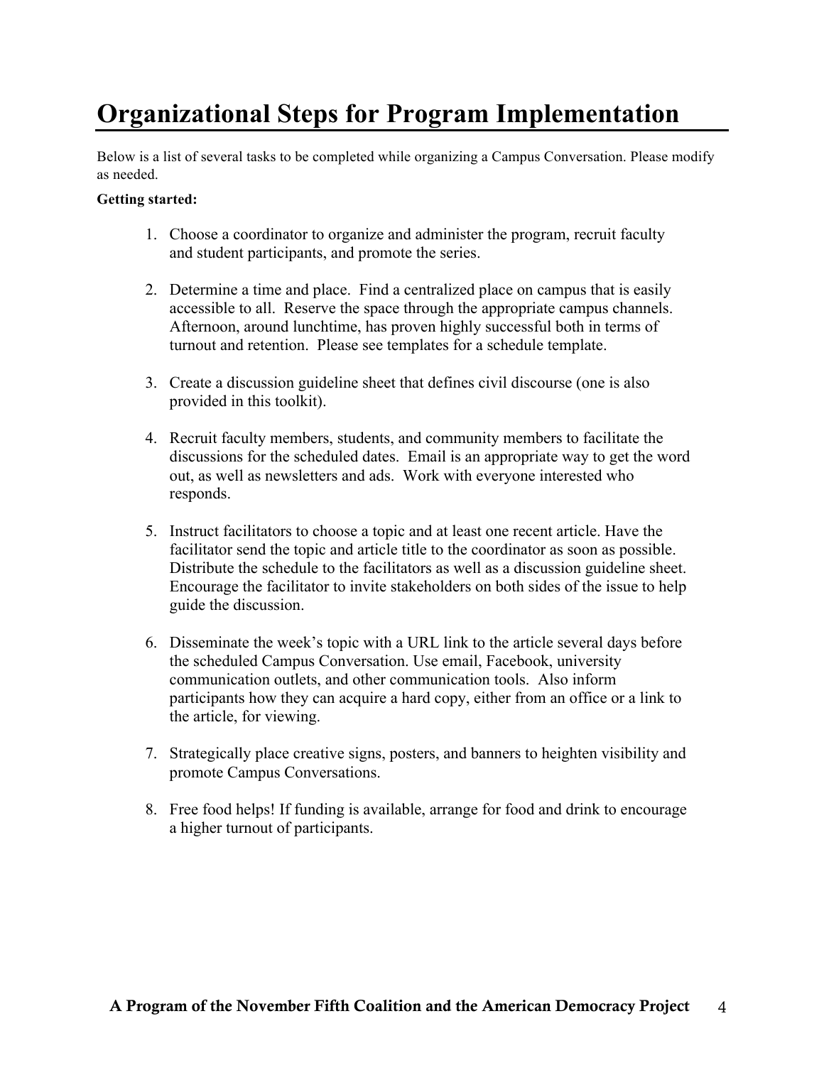# Organizational Steps for Program Implementation

Below is a list of several tasks to be completed while organizing a Campus Conversation. Please modify as needed.

**Getting started:**

1. Choose a coordinator to organize and administer the program, recruit faculty and student participants, and promote the series.

2. Determine a time and place. Find a centralized place on campus that is easily accessible to all. Reserve the space through the appropriate campus channels. Afternoon, around lunchtime, has proven highly successful both in terms of turnout and retention. Please see templates for a schedule template.

3. Create a discussion guideline sheet that defines civil discourse (one is also provided in this toolkit).

4. Recruit faculty members, students, and community members to facilitate the discussions for the scheduled dates. Email is an appropriate way to get the word out, as well as newsletters and ads. Work with everyone interested who responds.

5. Instruct facilitators to choose a topic and at least one recent article. Have the facilitator send the topic and article title to the coordinator as soon as possible. Distribute the schedule to the facilitators as well as a discussion guideline sheet. Encourage the facilitator to invite stakeholders on both sides of the issue to help guide the discussion.

6. Disseminate the week's topic with a URL link to the article several days before the scheduled Campus Conversation. Use email, Facebook, university communication outlets, and other communication tools. Also inform participants how they can acquire a hard copy, either from an office or a link to the article, for viewing.

7. Strategically place creative signs, posters, and banners to heighten visibility and promote Campus Conversations.

8. Free food helps! If funding is available, arrange for food and drink to encourage a higher turnout of participants.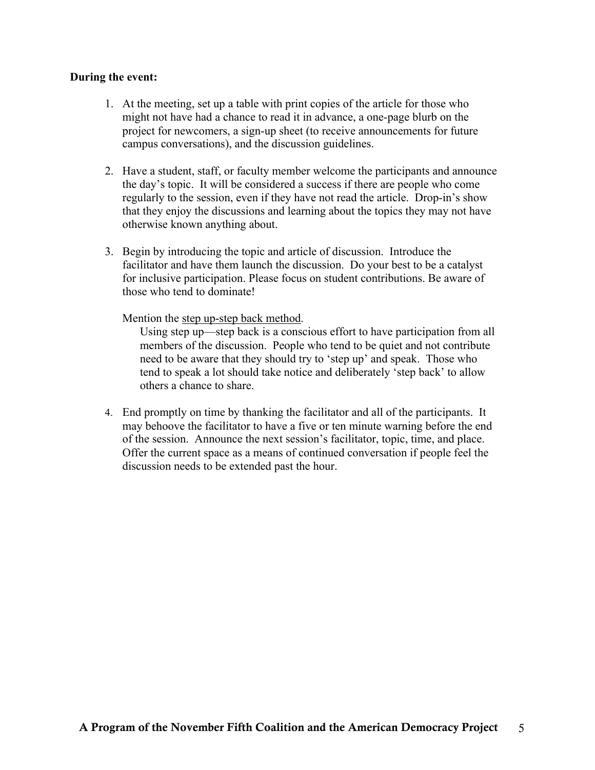**During the event:**

1. At the meeting, set up a table with print copies of the article for those who might not have had a chance to read it in advance, a one-page blurb on the project for newcomers, a sign-up sheet (to receive announcements for future campus conversations), and the discussion guidelines.

2. Have a student, staff, or faculty member welcome the participants and announce the day's topic. It will be considered a success if there are people who come regularly to the session, even if they have not read the article. Drop-in's show that they enjoy the discussions and learning about the topics they may not have otherwise known anything about.

3. Begin by introducing the topic and article of discussion. Introduce the facilitator and have them launch the discussion. Do your best to be a catalyst for inclusive participation. Please focus on student contributions. Be aware of those who tend to dominate!

   Mention the <u>step up-step back method</u>.

   Using step up—step back is a conscious effort to have participation from all members of the discussion. People who tend to be quiet and not contribute need to be aware that they should try to 'step up' and speak. Those who tend to speak a lot should take notice and deliberately 'step back' to allow others a chance to share.

4. End promptly on time by thanking the facilitator and all of the participants. It may behoove the facilitator to have a five or ten minute warning before the end of the session. Announce the next session's facilitator, topic, time, and place. Offer the current space as a means of continued conversation if people feel the discussion needs to be extended past the hour.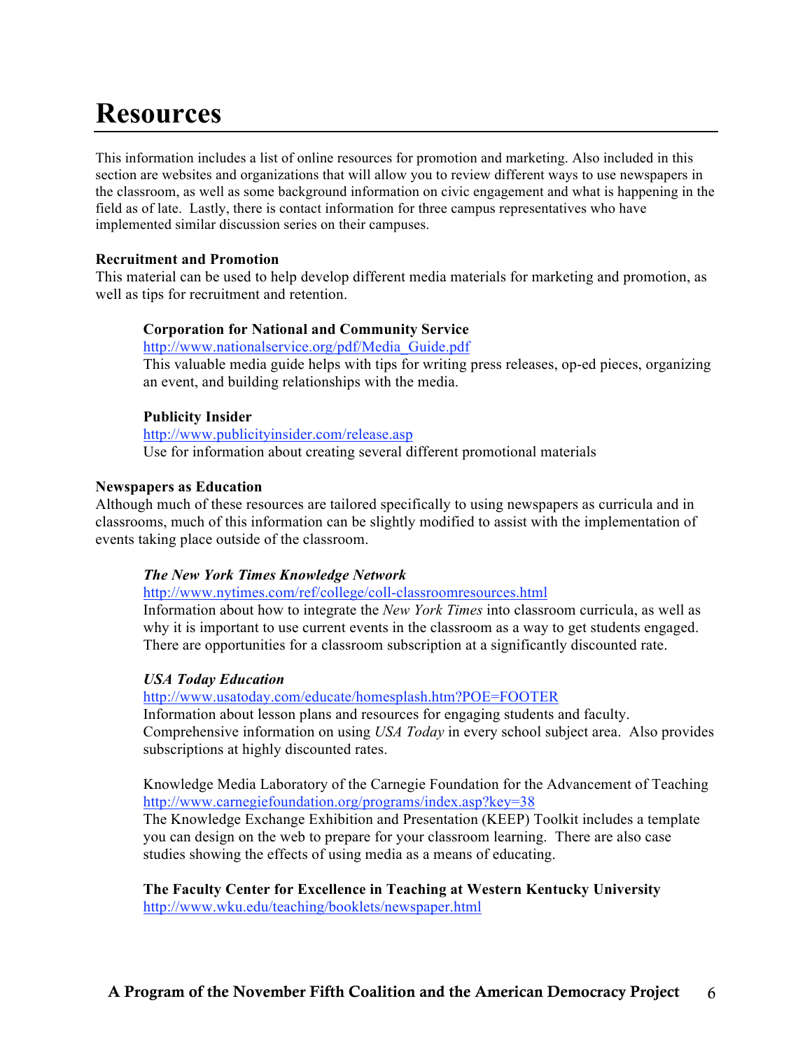# Resources

This information includes a list of online resources for promotion and marketing. Also included in this section are websites and organizations that will allow you to review different ways to use newspapers in the classroom, as well as some background information on civic engagement and what is happening in the field as of late. Lastly, there is contact information for three campus representatives who have implemented similar discussion series on their campuses.

**Recruitment and Promotion**
This material can be used to help develop different media materials for marketing and promotion, as well as tips for recruitment and retention.

> **Corporation for National and Community Service**
> http://www.nationalservice.org/pdf/Media_Guide.pdf
> This valuable media guide helps with tips for writing press releases, op-ed pieces, organizing an event, and building relationships with the media.
>
> **Publicity Insider**
> http://www.publicityinsider.com/release.asp
> Use for information about creating several different promotional materials

**Newspapers as Education**
Although much of these resources are tailored specifically to using newspapers as curricula and in classrooms, much of this information can be slightly modified to assist with the implementation of events taking place outside of the classroom.

> ***The New York Times Knowledge Network***
> http://www.nytimes.com/ref/college/coll-classroomresources.html
> Information about how to integrate the *New York Times* into classroom curricula, as well as why it is important to use current events in the classroom as a way to get students engaged. There are opportunities for a classroom subscription at a significantly discounted rate.
>
> ***USA Today Education***
> http://www.usatoday.com/educate/homesplash.htm?POE=FOOTER
> Information about lesson plans and resources for engaging students and faculty. Comprehensive information on using *USA Today* in every school subject area. Also provides subscriptions at highly discounted rates.
>
> Knowledge Media Laboratory of the Carnegie Foundation for the Advancement of Teaching
> http://www.carnegiefoundation.org/programs/index.asp?key=38
> The Knowledge Exchange Exhibition and Presentation (KEEP) Toolkit includes a template you can design on the web to prepare for your classroom learning. There are also case studies showing the effects of using media as a means of educating.
>
> **The Faculty Center for Excellence in Teaching at Western Kentucky University**
> http://www.wku.edu/teaching/booklets/newspaper.html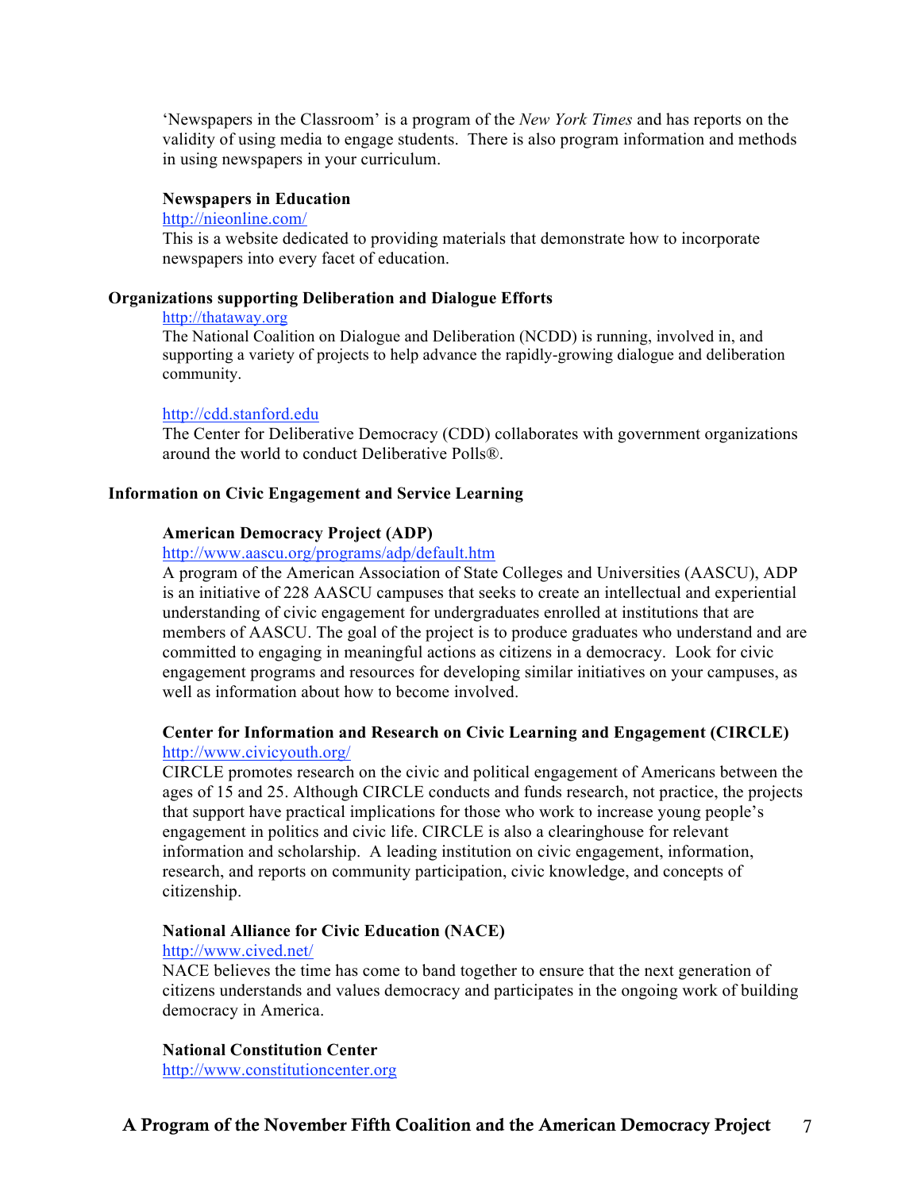'Newspapers in the Classroom' is a program of the *New York Times* and has reports on the validity of using media to engage students. There is also program information and methods in using newspapers in your curriculum.

**Newspapers in Education**
http://nieonline.com/
This is a website dedicated to providing materials that demonstrate how to incorporate newspapers into every facet of education.

## Organizations supporting Deliberation and Dialogue Efforts

http://thataway.org
The National Coalition on Dialogue and Deliberation (NCDD) is running, involved in, and supporting a variety of projects to help advance the rapidly-growing dialogue and deliberation community.

http://cdd.stanford.edu
The Center for Deliberative Democracy (CDD) collaborates with government organizations around the world to conduct Deliberative Polls®.

## Information on Civic Engagement and Service Learning

**American Democracy Project (ADP)**
http://www.aascu.org/programs/adp/default.htm
A program of the American Association of State Colleges and Universities (AASCU), ADP is an initiative of 228 AASCU campuses that seeks to create an intellectual and experiential understanding of civic engagement for undergraduates enrolled at institutions that are members of AASCU. The goal of the project is to produce graduates who understand and are committed to engaging in meaningful actions as citizens in a democracy. Look for civic engagement programs and resources for developing similar initiatives on your campuses, as well as information about how to become involved.

**Center for Information and Research on Civic Learning and Engagement (CIRCLE)**
http://www.civicyouth.org/
CIRCLE promotes research on the civic and political engagement of Americans between the ages of 15 and 25. Although CIRCLE conducts and funds research, not practice, the projects that support have practical implications for those who work to increase young people's engagement in politics and civic life. CIRCLE is also a clearinghouse for relevant information and scholarship. A leading institution on civic engagement, information, research, and reports on community participation, civic knowledge, and concepts of citizenship.

**National Alliance for Civic Education (NACE)**
http://www.cived.net/
NACE believes the time has come to band together to ensure that the next generation of citizens understands and values democracy and participates in the ongoing work of building democracy in America.

**National Constitution Center**
http://www.constitutioncenter.org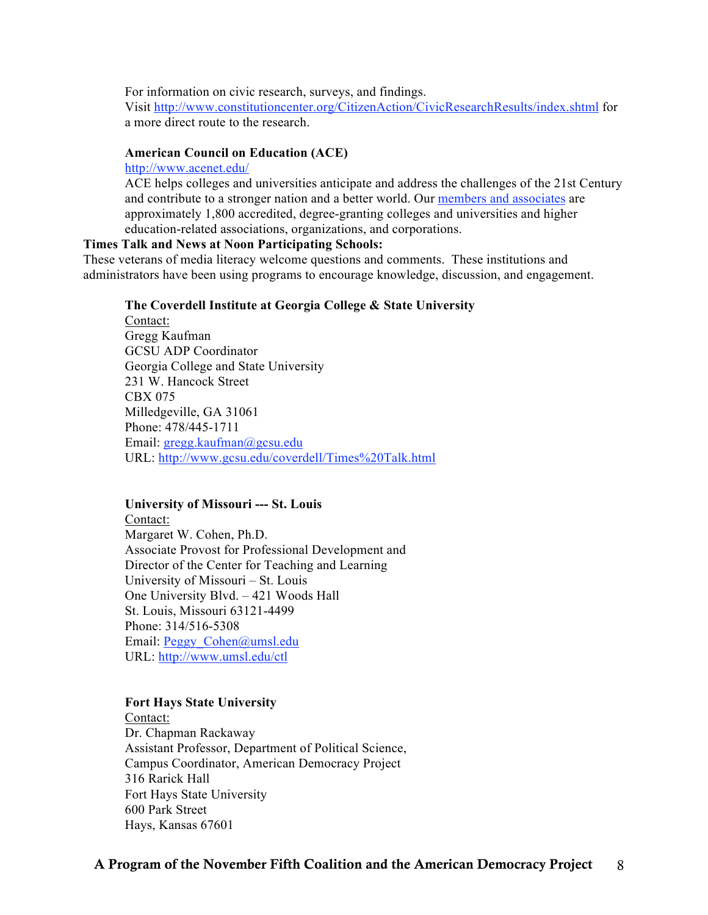For information on civic research, surveys, and findings.
Visit http://www.constitutioncenter.org/CitizenAction/CivicResearchResults/index.shtml for a more direct route to the research.

**American Council on Education (ACE)**
http://www.acenet.edu/
ACE helps colleges and universities anticipate and address the challenges of the 21st Century and contribute to a stronger nation and a better world. Our members and associates are approximately 1,800 accredited, degree-granting colleges and universities and higher education-related associations, organizations, and corporations.

**Times Talk and News at Noon Participating Schools:**
These veterans of media literacy welcome questions and comments. These institutions and administrators have been using programs to encourage knowledge, discussion, and engagement.

**The Coverdell Institute at Georgia College & State University**
Contact:
Gregg Kaufman
GCSU ADP Coordinator
Georgia College and State University
231 W. Hancock Street
CBX 075
Milledgeville, GA 31061
Phone: 478/445-1711
Email: gregg.kaufman@gcsu.edu
URL: http://www.gcsu.edu/coverdell/Times%20Talk.html

**University of Missouri --- St. Louis**
Contact:
Margaret W. Cohen, Ph.D.
Associate Provost for Professional Development and
Director of the Center for Teaching and Learning
University of Missouri – St. Louis
One University Blvd. – 421 Woods Hall
St. Louis, Missouri 63121-4499
Phone: 314/516-5308
Email: Peggy_Cohen@umsl.edu
URL: http://www.umsl.edu/ctl

**Fort Hays State University**
Contact:
Dr. Chapman Rackaway
Assistant Professor, Department of Political Science,
Campus Coordinator, American Democracy Project
316 Rarick Hall
Fort Hays State University
600 Park Street
Hays, Kansas 67601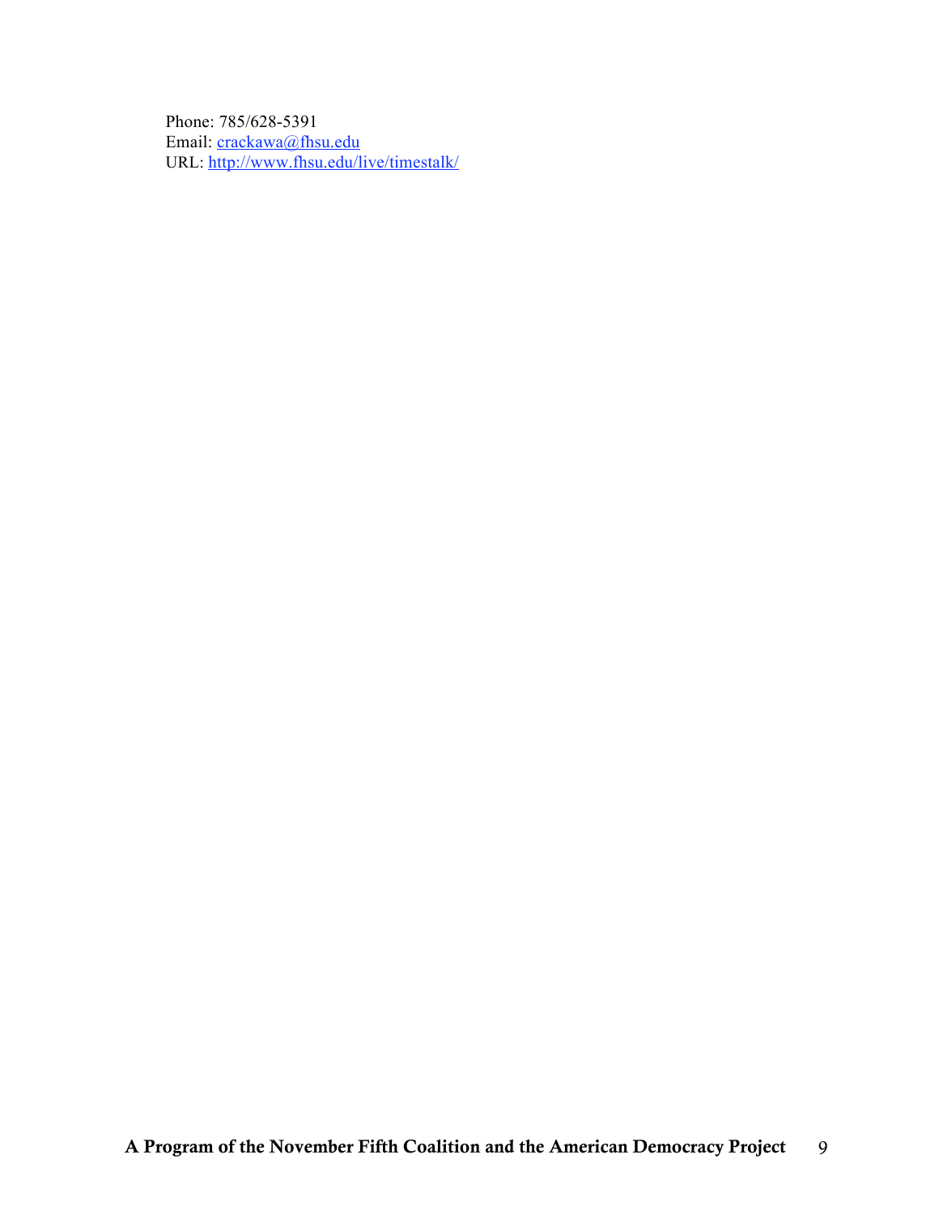Phone: 785/628-5391  
Email: [crackawa@fhsu.edu](mailto:crackawa@fhsu.edu)  
URL: [http://www.fhsu.edu/live/timestalk/](http://www.fhsu.edu/live/timestalk/)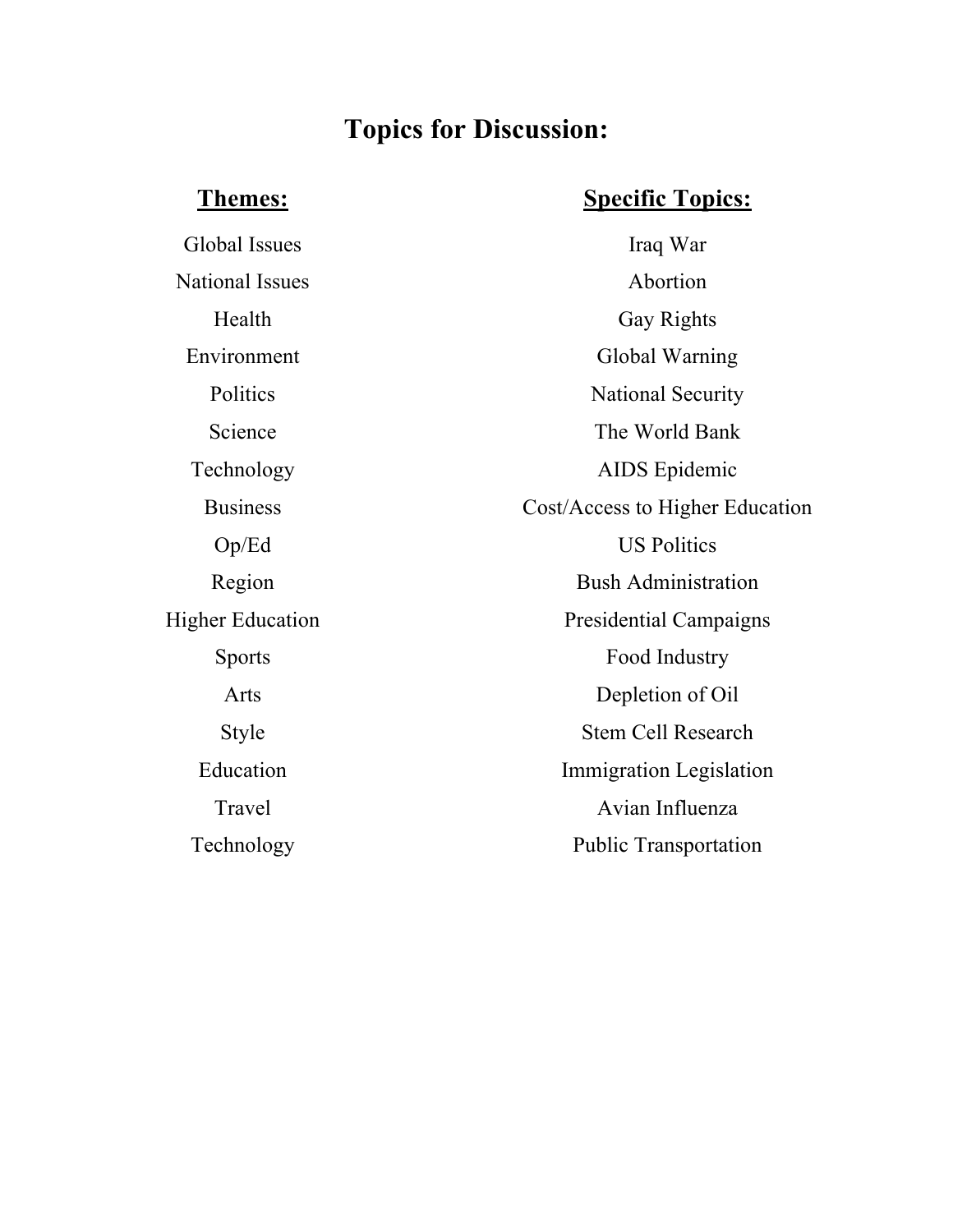# Topics for Discussion:

| Themes: | Specific Topics: |
|---|---|
| Global Issues | Iraq War |
| National Issues | Abortion |
| Health | Gay Rights |
| Environment | Global Warning |
| Politics | National Security |
| Science | The World Bank |
| Technology | AIDS Epidemic |
| Business | Cost/Access to Higher Education |
| Op/Ed | US Politics |
| Region | Bush Administration |
| Higher Education | Presidential Campaigns |
| Sports | Food Industry |
| Arts | Depletion of Oil |
| Style | Stem Cell Research |
| Education | Immigration Legislation |
| Travel | Avian Influenza |
| Technology | Public Transportation |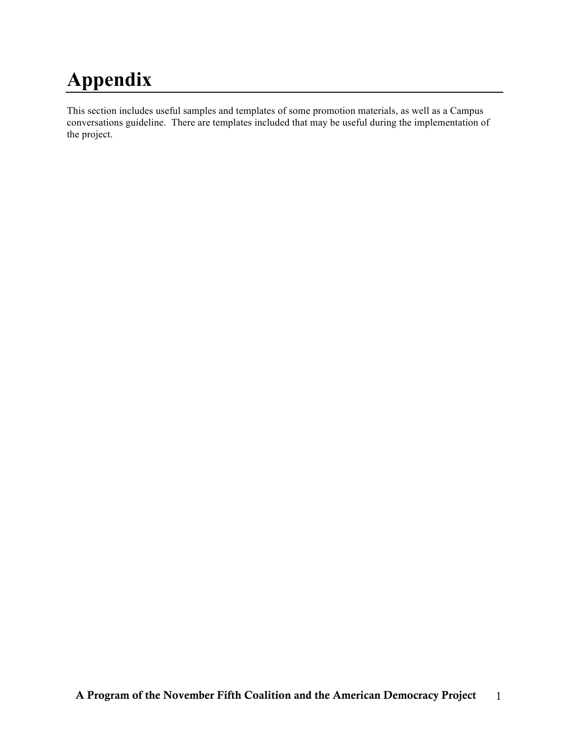# Appendix

This section includes useful samples and templates of some promotion materials, as well as a Campus conversations guideline. There are templates included that may be useful during the implementation of the project.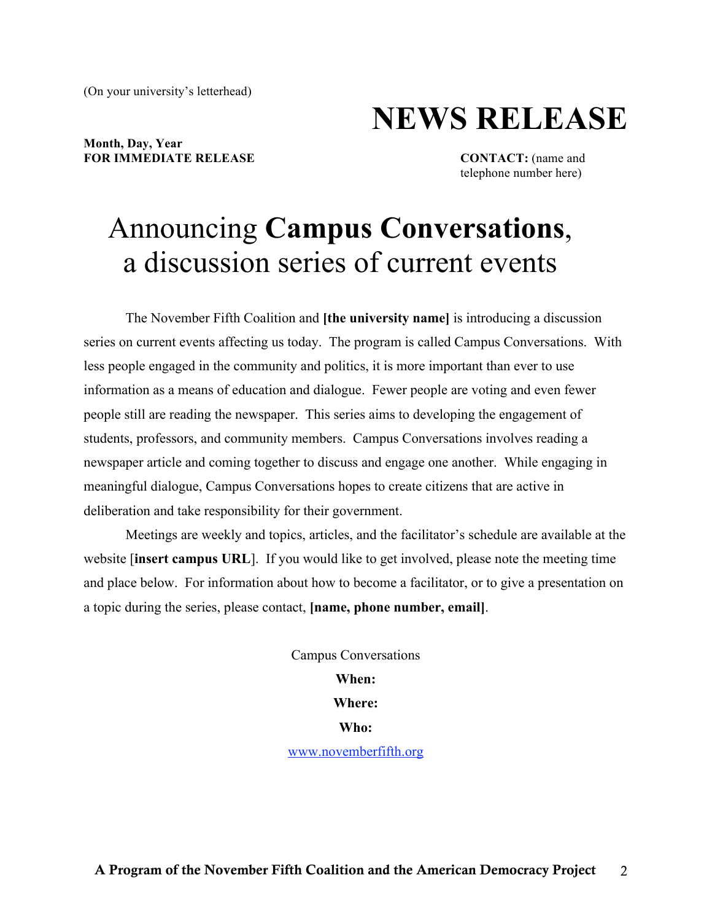(On your university's letterhead)

# NEWS RELEASE

**Month, Day, Year**
**FOR IMMEDIATE RELEASE**

**CONTACT:** (name and telephone number here)

## Announcing **Campus Conversations**, a discussion series of current events

The November Fifth Coalition and **[the university name]** is introducing a discussion series on current events affecting us today. The program is called Campus Conversations. With less people engaged in the community and politics, it is more important than ever to use information as a means of education and dialogue. Fewer people are voting and even fewer people still are reading the newspaper. This series aims to developing the engagement of students, professors, and community members. Campus Conversations involves reading a newspaper article and coming together to discuss and engage one another. While engaging in meaningful dialogue, Campus Conversations hopes to create citizens that are active in deliberation and take responsibility for their government.

Meetings are weekly and topics, articles, and the facilitator's schedule are available at the website [**insert campus URL**]. If you would like to get involved, please note the meeting time and place below. For information about how to become a facilitator, or to give a presentation on a topic during the series, please contact, **[name, phone number, email]**.

Campus Conversations

**When:**

**Where:**

**Who:**

www.novemberfifth.org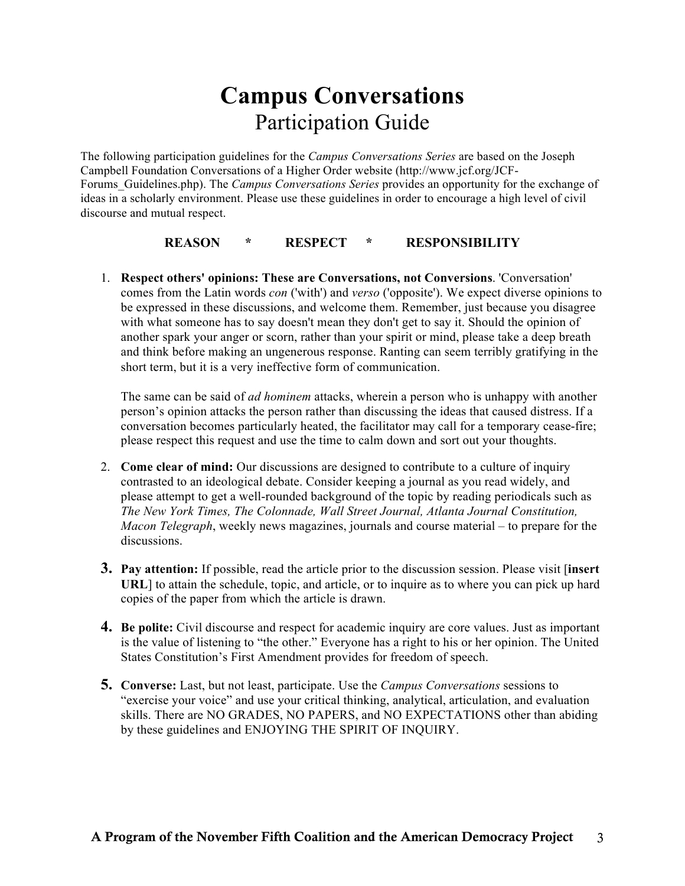# Campus Conversations

## Participation Guide

The following participation guidelines for the *Campus Conversations Series* are based on the Joseph Campbell Foundation Conversations of a Higher Order website (http://www.jcf.org/JCF-Forums_Guidelines.php). The *Campus Conversations Series* provides an opportunity for the exchange of ideas in a scholarly environment. Please use these guidelines in order to encourage a high level of civil discourse and mutual respect.

**REASON * RESPECT * RESPONSIBILITY**

1. **Respect others' opinions: These are Conversations, not Conversions**. 'Conversation' comes from the Latin words *con* ('with') and *verso* ('opposite'). We expect diverse opinions to be expressed in these discussions, and welcome them. Remember, just because you disagree with what someone has to say doesn't mean they don't get to say it. Should the opinion of another spark your anger or scorn, rather than your spirit or mind, please take a deep breath and think before making an ungenerous response. Ranting can seem terribly gratifying in the short term, but it is a very ineffective form of communication.

   The same can be said of *ad hominem* attacks, wherein a person who is unhappy with another person's opinion attacks the person rather than discussing the ideas that caused distress. If a conversation becomes particularly heated, the facilitator may call for a temporary cease-fire; please respect this request and use the time to calm down and sort out your thoughts.

2. **Come clear of mind:** Our discussions are designed to contribute to a culture of inquiry contrasted to an ideological debate. Consider keeping a journal as you read widely, and please attempt to get a well-rounded background of the topic by reading periodicals such as *The New York Times, The Colonnade, Wall Street Journal, Atlanta Journal Constitution, Macon Telegraph*, weekly news magazines, journals and course material – to prepare for the discussions.

3. **Pay attention:** If possible, read the article prior to the discussion session. Please visit [**insert URL**] to attain the schedule, topic, and article, or to inquire as to where you can pick up hard copies of the paper from which the article is drawn.

4. **Be polite:** Civil discourse and respect for academic inquiry are core values. Just as important is the value of listening to "the other." Everyone has a right to his or her opinion. The United States Constitution's First Amendment provides for freedom of speech.

5. **Converse:** Last, but not least, participate. Use the *Campus Conversations* sessions to "exercise your voice" and use your critical thinking, analytical, articulation, and evaluation skills. There are NO GRADES, NO PAPERS, and NO EXPECTATIONS other than abiding by these guidelines and ENJOYING THE SPIRIT OF INQUIRY.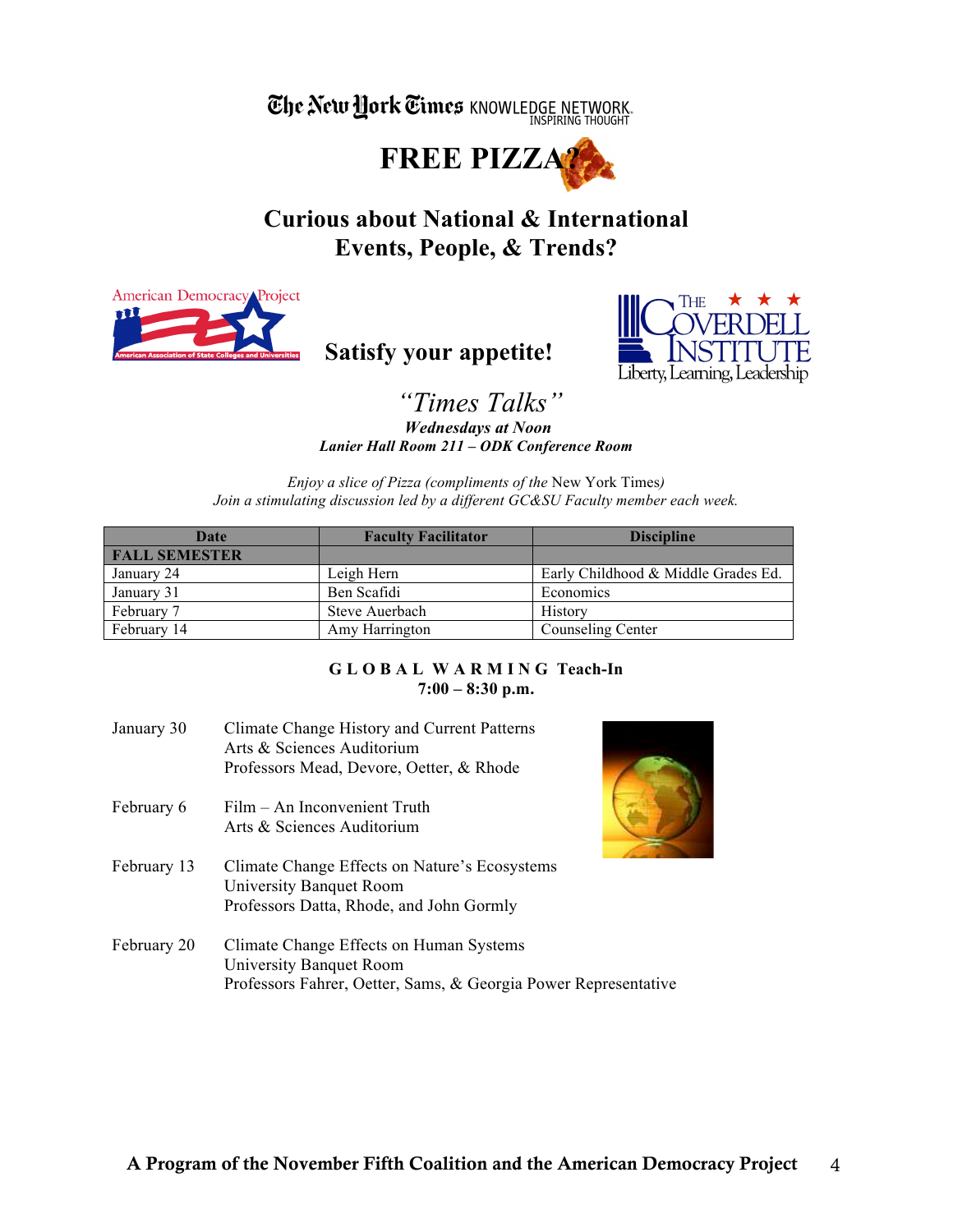The New York Times KNOWLEDGE NETWORK. INSPIRING THOUGHT

# FREE PIZZA?

## Curious about National & International Events, People, & Trends?

American Democracy Project

American Association of State Colleges and Universities

**Satisfy your appetite!**

THE COVERDELL INSTITUTE
Liberty, Learning, Leadership

## *"Times Talks"*

***Wednesdays at Noon***
***Lanier Hall Room 211 – ODK Conference Room***

*Enjoy a slice of Pizza (compliments of the* New York Times*)*
*Join a stimulating discussion led by a different GC&SU Faculty member each week.*

| Date | Faculty Facilitator | Discipline |
|---|---|---|
| **FALL SEMESTER** | | |
| January 24 | Leigh Hern | Early Childhood & Middle Grades Ed. |
| January 31 | Ben Scafidi | Economics |
| February 7 | Steve Auerbach | History |
| February 14 | Amy Harrington | Counseling Center |

**GLOBAL WARMING Teach-In**
**7:00 – 8:30 p.m.**

January 30 — Climate Change History and Current Patterns
Arts & Sciences Auditorium
Professors Mead, Devore, Oetter, & Rhode

February 6 — Film – An Inconvenient Truth
Arts & Sciences Auditorium

February 13 — Climate Change Effects on Nature's Ecosystems
University Banquet Room
Professors Datta, Rhode, and John Gormly

February 20 — Climate Change Effects on Human Systems
University Banquet Room
Professors Fahrer, Oetter, Sams, & Georgia Power Representative

**A Program of the November Fifth Coalition and the American Democracy Project**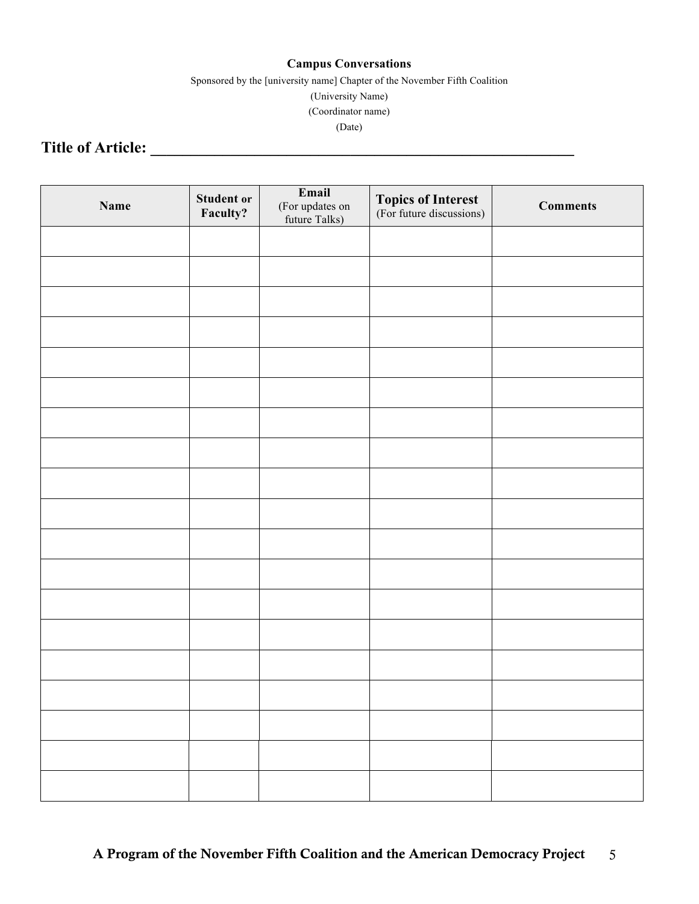**Campus Conversations**

Sponsored by the [university name] Chapter of the November Fifth Coalition

(University Name)

(Coordinator name)

(Date)

## Title of Article: ______________________________________________________

| Name | Student or Faculty? | Email (For updates on future Talks) | Topics of Interest (For future discussions) | Comments |
|---|---|---|---|---|
| | | | | |
| | | | | |
| | | | | |
| | | | | |
| | | | | |
| | | | | |
| | | | | |
| | | | | |
| | | | | |
| | | | | |
| | | | | |
| | | | | |
| | | | | |
| | | | | |
| | | | | |
| | | | | |
| | | | | |
| | | | | |
| | | | | |

**A Program of the November Fifth Coalition and the American Democracy Project**